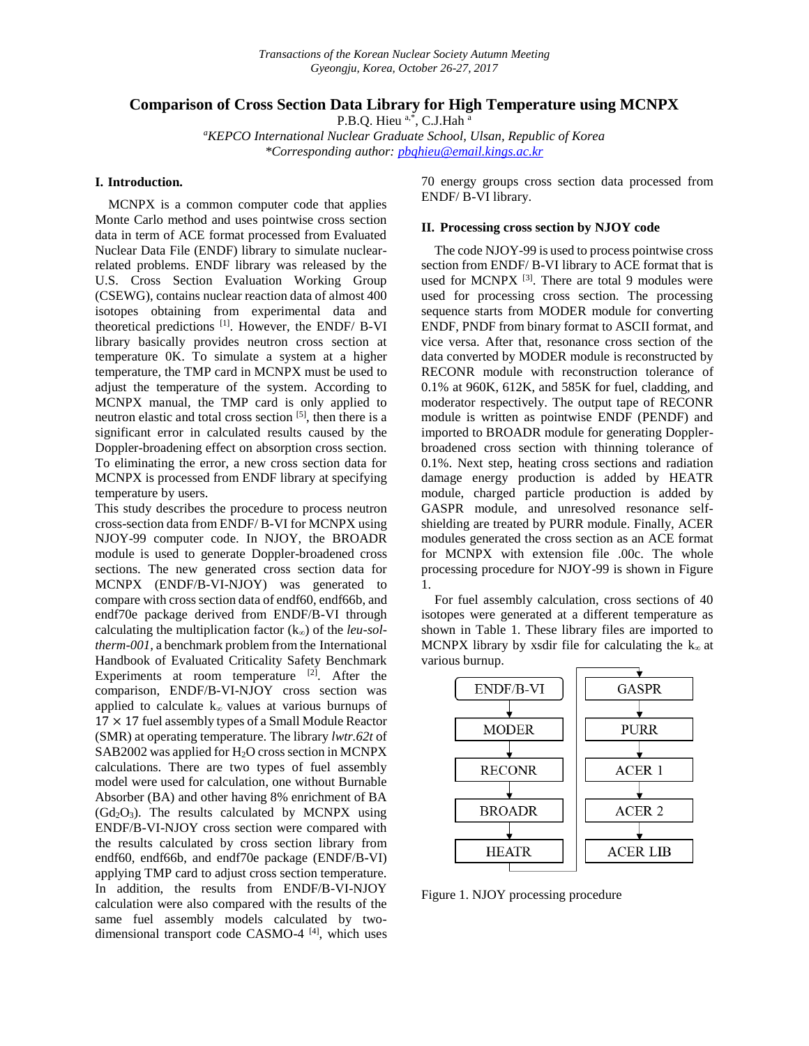# Comparison of Cross Section Data Library for High Temperature using MCNPX

P.B.Q. Hieu [a,*], C.J.Hah [a]

[a]*KEPCO International Nuclear Graduate School, Ulsan, Republic of Korea*

*\*Corresponding author: pbqhieu@email.kings.ac.kr*

## I. Introduction.

MCNPX is a common computer code that applies Monte Carlo method and uses pointwise cross section data in term of ACE format processed from Evaluated Nuclear Data File (ENDF) library to simulate nuclear-related problems. ENDF library was released by the U.S. Cross Section Evaluation Working Group (CSEWG), contains nuclear reaction data of almost 400 isotopes obtaining from experimental data and theoretical predictions [1]. However, the ENDF/ B-VI library basically provides neutron cross section at temperature 0K. To simulate a system at a higher temperature, the TMP card in MCNPX must be used to adjust the temperature of the system. According to MCNPX manual, the TMP card is only applied to neutron elastic and total cross section [5], then there is a significant error in calculated results caused by the Doppler-broadening effect on absorption cross section. To eliminating the error, a new cross section data for MCNPX is processed from ENDF library at specifying temperature by users.

This study describes the procedure to process neutron cross-section data from ENDF/ B-VI for MCNPX using NJOY-99 computer code. In NJOY, the BROADR module is used to generate Doppler-broadened cross sections. The new generated cross section data for MCNPX (ENDF/B-VI-NJOY) was generated to compare with cross section data of endf60, endf66b, and endf70e package derived from ENDF/B-VI through calculating the multiplication factor ($k_\infty$) of the *leu-sol-therm-001,* a benchmark problem from the International Handbook of Evaluated Criticality Safety Benchmark Experiments at room temperature [2]. After the comparison, ENDF/B-VI-NJOY cross section was applied to calculate $k_\infty$ values at various burnups of $17 \times 17$ fuel assembly types of a Small Module Reactor (SMR) at operating temperature. The library *lwtr.62t* of SAB2002 was applied for $H_2O$ cross section in MCNPX calculations. There are two types of fuel assembly model were used for calculation, one without Burnable Absorber (BA) and other having 8% enrichment of BA ($Gd_2O_3$). The results calculated by MCNPX using ENDF/B-VI-NJOY cross section were compared with the results calculated by cross section library from endf60, endf66b, and endf70e package (ENDF/B-VI) applying TMP card to adjust cross section temperature. In addition, the results from ENDF/B-VI-NJOY calculation were also compared with the results of the same fuel assembly models calculated by two-dimensional transport code CASMO-4 [4], which uses 70 energy groups cross section data processed from ENDF/ B-VI library.

## II. Processing cross section by NJOY code

The code NJOY-99 is used to process pointwise cross section from ENDF/ B-VI library to ACE format that is used for MCNPX [3]. There are total 9 modules were used for processing cross section. The processing sequence starts from MODER module for converting ENDF, PNDF from binary format to ASCII format, and vice versa. After that, resonance cross section of the data converted by MODER module is reconstructed by RECONR module with reconstruction tolerance of 0.1% at 960K, 612K, and 585K for fuel, cladding, and moderator respectively. The output tape of RECONR module is written as pointwise ENDF (PENDF) and imported to BROADR module for generating Doppler-broadened cross section with thinning tolerance of 0.1%. Next step, heating cross sections and radiation damage energy production is added by HEATR module, charged particle production is added by GASPR module, and unresolved resonance self-shielding are treated by PURR module. Finally, ACER modules generated the cross section as an ACE format for MCNPX with extension file .00c. The whole processing procedure for NJOY-99 is shown in Figure 1.

For fuel assembly calculation, cross sections of 40 isotopes were generated at a different temperature as shown in Table 1. These library files are imported to MCNPX library by xsdir file for calculating the $k_\infty$ at various burnup.

ENDF/B-VI → MODER → RECONR → BROADR → HEATR → GASPR → PURR → ACER 1 → ACER 2 → ACER LIB

Figure 1. NJOY processing procedure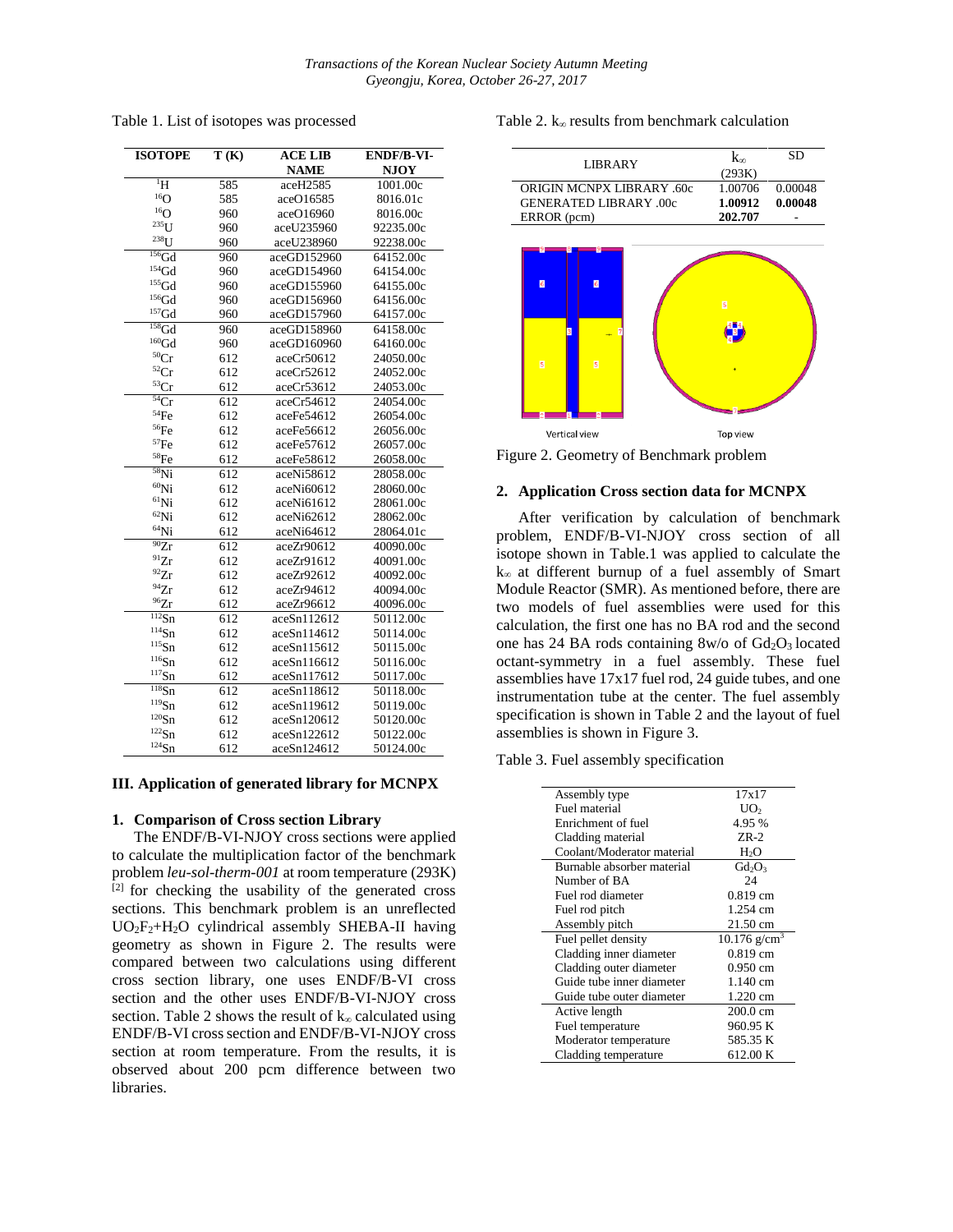Table 1. List of isotopes was processed

| ISOTOPE | T (K) | ACE LIB NAME | ENDF/B-VI-NJOY |
|---|---|---|---|
| $^{1}H$ | 585 | aceH2585 | 1001.00c |
| $^{16}O$ | 585 | aceO16585 | 8016.01c |
| $^{16}O$ | 960 | aceO16960 | 8016.00c |
| $^{235}U$ | 960 | aceU235960 | 92235.00c |
| $^{238}U$ | 960 | aceU238960 | 92238.00c |
| $^{156}Gd$ | 960 | aceGD152960 | 64152.00c |
| $^{154}Gd$ | 960 | aceGD154960 | 64154.00c |
| $^{155}Gd$ | 960 | aceGD155960 | 64155.00c |
| $^{156}Gd$ | 960 | aceGD156960 | 64156.00c |
| $^{157}Gd$ | 960 | aceGD157960 | 64157.00c |
| $^{158}Gd$ | 960 | aceGD158960 | 64158.00c |
| $^{160}Gd$ | 960 | aceGD160960 | 64160.00c |
| $^{50}Cr$ | 612 | aceCr50612 | 24050.00c |
| $^{52}Cr$ | 612 | aceCr52612 | 24052.00c |
| $^{53}Cr$ | 612 | aceCr53612 | 24053.00c |
| $^{54}Cr$ | 612 | aceCr54612 | 24054.00c |
| $^{54}Fe$ | 612 | aceFe54612 | 26054.00c |
| $^{56}Fe$ | 612 | aceFe56612 | 26056.00c |
| $^{57}Fe$ | 612 | aceFe57612 | 26057.00c |
| $^{58}Fe$ | 612 | aceFe58612 | 26058.00c |
| $^{58}Ni$ | 612 | aceNi58612 | 28058.00c |
| $^{60}Ni$ | 612 | aceNi60612 | 28060.00c |
| $^{61}Ni$ | 612 | aceNi61612 | 28061.00c |
| $^{62}Ni$ | 612 | aceNi62612 | 28062.00c |
| $^{64}Ni$ | 612 | aceNi64612 | 28064.01c |
| $^{90}Zr$ | 612 | aceZr90612 | 40090.00c |
| $^{91}Zr$ | 612 | aceZr91612 | 40091.00c |
| $^{92}Zr$ | 612 | aceZr92612 | 40092.00c |
| $^{94}Zr$ | 612 | aceZr94612 | 40094.00c |
| $^{96}Zr$ | 612 | aceZr96612 | 40096.00c |
| $^{112}Sn$ | 612 | aceSn112612 | 50112.00c |
| $^{114}Sn$ | 612 | aceSn114612 | 50114.00c |
| $^{115}Sn$ | 612 | aceSn115612 | 50115.00c |
| $^{116}Sn$ | 612 | aceSn116612 | 50116.00c |
| $^{117}Sn$ | 612 | aceSn117612 | 50117.00c |
| $^{118}Sn$ | 612 | aceSn118612 | 50118.00c |
| $^{119}Sn$ | 612 | aceSn119612 | 50119.00c |
| $^{120}Sn$ | 612 | aceSn120612 | 50120.00c |
| $^{122}Sn$ | 612 | aceSn122612 | 50122.00c |
| $^{124}Sn$ | 612 | aceSn124612 | 50124.00c |

## III. Application of generated library for MCNPX

### 1. Comparison of Cross section Library

The ENDF/B-VI-NJOY cross sections were applied to calculate the multiplication factor of the benchmark problem *leu-sol-therm-001* at room temperature (293K) [2] for checking the usability of the generated cross sections. This benchmark problem is an unreflected $UO_2F_2$+$H_2O$ cylindrical assembly SHEBA-II having geometry as shown in Figure 2. The results were compared between two calculations using different cross section library, one uses ENDF/B-VI cross section and the other uses ENDF/B-VI-NJOY cross section. Table 2 shows the result of $k_\infty$ calculated using ENDF/B-VI cross section and ENDF/B-VI-NJOY cross section at room temperature. From the results, it is observed about 200 pcm difference between two libraries.

Table 2. $k_\infty$ results from benchmark calculation

| LIBRARY | $k_\infty$ (293K) | SD |
|---|---|---|
| ORIGIN MCNPX LIBRARY .60c | 1.00706 | 0.00048 |
| GENERATED LIBRARY .00c | **1.00912** | **0.00048** |
| ERROR (pcm) | **202.707** | - |

Figure 2. Geometry of Benchmark problem

### 2. Application Cross section data for MCNPX

After verification by calculation of benchmark problem, ENDF/B-VI-NJOY cross section of all isotope shown in Table.1 was applied to calculate the $k_\infty$ at different burnup of a fuel assembly of Smart Module Reactor (SMR). As mentioned before, there are two models of fuel assemblies were used for this calculation, the first one has no BA rod and the second one has 24 BA rods containing 8w/o of $Gd_2O_3$ located octant-symmetry in a fuel assembly. These fuel assemblies have 17x17 fuel rod, 24 guide tubes, and one instrumentation tube at the center. The fuel assembly specification is shown in Table 2 and the layout of fuel assemblies is shown in Figure 3.

Table 3. Fuel assembly specification

| | |
|---|---|
| Assembly type | 17x17 |
| Fuel material | $UO_2$ |
| Enrichment of fuel | 4.95 % |
| Cladding material | ZR-2 |
| Coolant/Moderator material | $H_2O$ |
| Burnable absorber material | $Gd_2O_3$ |
| Number of BA | 24 |
| Fuel rod diameter | 0.819 cm |
| Fuel rod pitch | 1.254 cm |
| Assembly pitch | 21.50 cm |
| Fuel pellet density | 10.176 $g/cm^3$ |
| Cladding inner diameter | 0.819 cm |
| Cladding outer diameter | 0.950 cm |
| Guide tube inner diameter | 1.140 cm |
| Guide tube outer diameter | 1.220 cm |
| Active length | 200.0 cm |
| Fuel temperature | 960.95 K |
| Moderator temperature | 585.35 K |
| Cladding temperature | 612.00 K |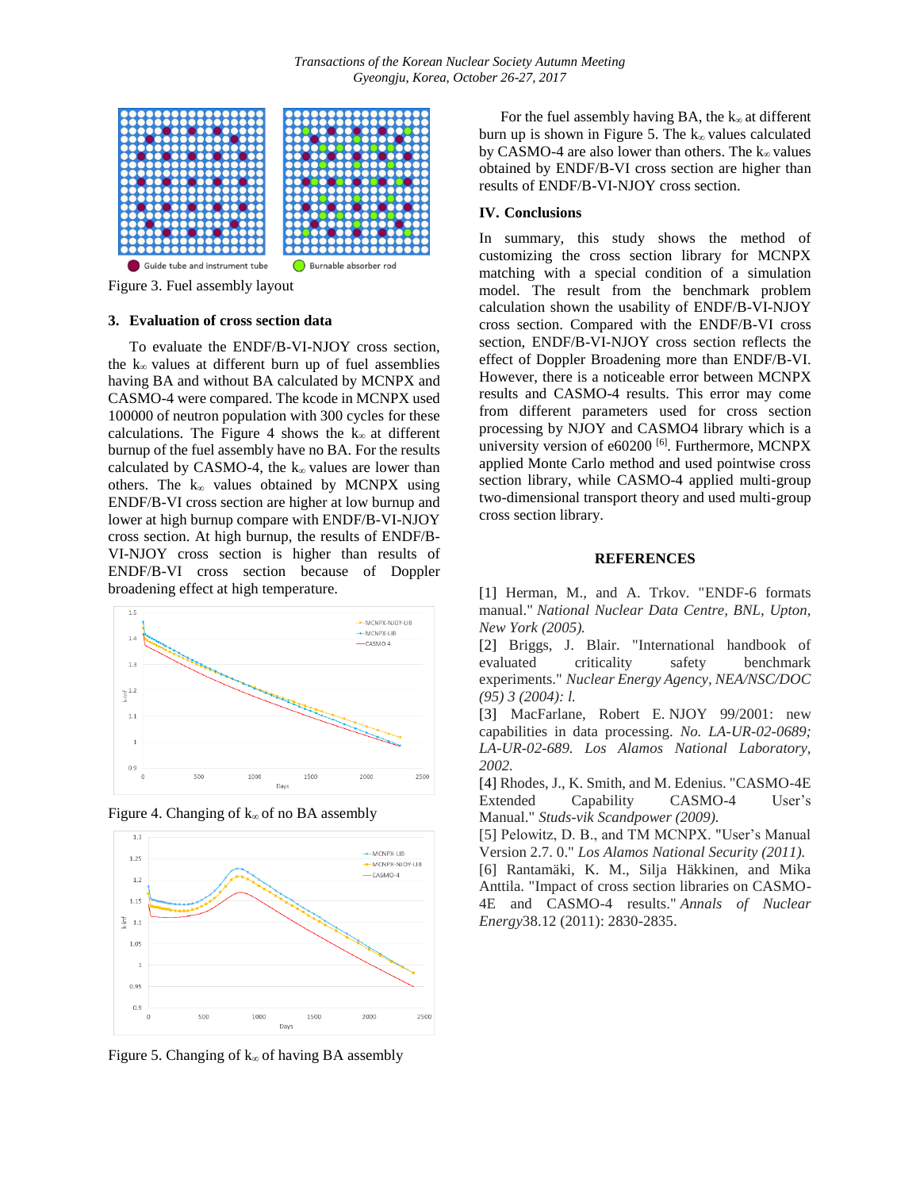Guide tube and instrument tube

Burnable absorber rod

Figure 3. Fuel assembly layout

### 3. Evaluation of cross section data

To evaluate the ENDF/B-VI-NJOY cross section, the $k_\infty$ values at different burn up of fuel assemblies having BA and without BA calculated by MCNPX and CASMO-4 were compared. The kcode in MCNPX used 100000 of neutron population with 300 cycles for these calculations. The Figure 4 shows the $k_\infty$ at different burnup of the fuel assembly have no BA. For the results calculated by CASMO-4, the $k_\infty$ values are lower than others. The $k_\infty$ values obtained by MCNPX using ENDF/B-VI cross section are higher at low burnup and lower at high burnup compare with ENDF/B-VI-NJOY cross section. At high burnup, the results of ENDF/B-VI-NJOY cross section is higher than results of ENDF/B-VI cross section because of Doppler broadening effect at high temperature.

1.5
1.4
1.3
1.2
1.1
1
0.9
kinf
0
500
1000
1500
2000
2500
Days
MCNPX-NJOY-LIB
MCNPX-LIB
CASMO 4

Figure 4. Changing of $k_\infty$ of no BA assembly

1.3
1.25
1.2
1.15
1.1
1.05
1
0.95
0.9
kinf
0
500
1000
1500
2000
2500
Days
MCNPX-LIB
MCNPX-NJOY-LIB
CASMO-4

Figure 5. Changing of $k_\infty$ of having BA assembly

For the fuel assembly having BA, the $k_\infty$ at different burn up is shown in Figure 5. The $k_\infty$ values calculated by CASMO-4 are also lower than others. The $k_\infty$ values obtained by ENDF/B-VI cross section are higher than results of ENDF/B-VI-NJOY cross section.

## IV. Conclusions

In summary, this study shows the method of customizing the cross section library for MCNPX matching with a special condition of a simulation model. The result from the benchmark problem calculation shown the usability of ENDF/B-VI-NJOY cross section. Compared with the ENDF/B-VI cross section, ENDF/B-VI-NJOY cross section reflects the effect of Doppler Broadening more than ENDF/B-VI. However, there is a noticeable error between MCNPX results and CASMO-4 results. This error may come from different parameters used for cross section processing by NJOY and CASMO4 library which is a university version of e60200 [6]. Furthermore, MCNPX applied Monte Carlo method and used pointwise cross section library, while CASMO-4 applied multi-group two-dimensional transport theory and used multi-group cross section library.

## REFERENCES

[1] Herman, M., and A. Trkov. "ENDF-6 formats manual." *National Nuclear Data Centre, BNL, Upton, New York (2005).*

[2] Briggs, J. Blair. "International handbook of evaluated criticality safety benchmark experiments." *Nuclear Energy Agency, NEA/NSC/DOC (95) 3 (2004): l.*

[3] MacFarlane, Robert E. NJOY 99/2001: new capabilities in data processing. *No. LA-UR-02-0689; LA-UR-02-689. Los Alamos National Laboratory, 2002.*

[4] Rhodes, J., K. Smith, and M. Edenius. "CASMO-4E Extended Capability CASMO-4 User's Manual." *Studs-vik Scandpower (2009).*

[5] Pelowitz, D. B., and TM MCNPX. "User's Manual Version 2.7. 0." *Los Alamos National Security (2011).*

[6] Rantamäki, K. M., Silja Häkkinen, and Mika Anttila. "Impact of cross section libraries on CASMO-4E and CASMO-4 results." *Annals of Nuclear Energy*38.12 (2011): 2830-2835.